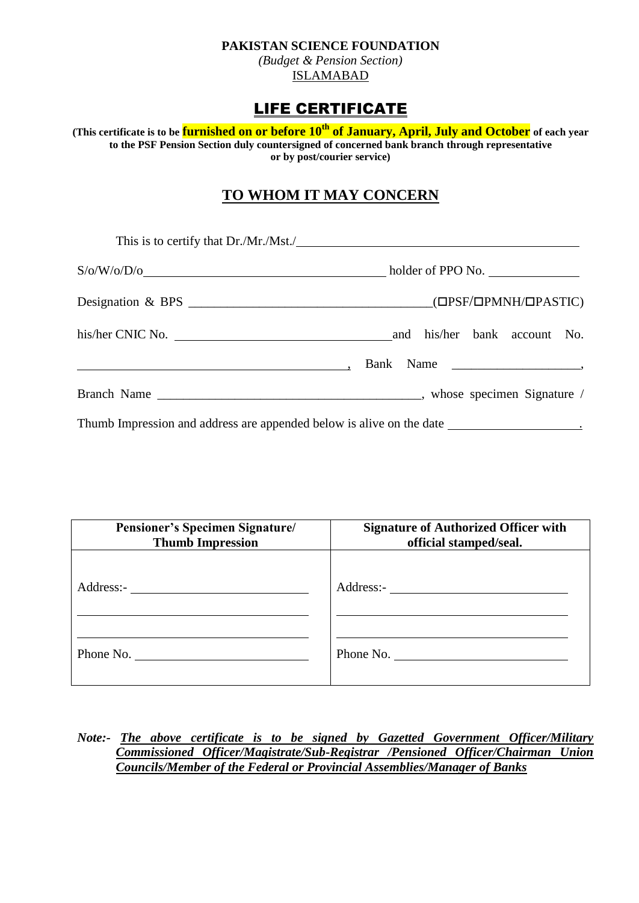**PAKISTAN SCIENCE FOUNDATION**

*(Budget & Pension Section)*

ISLAMABAD

# LIFE CERTIFICATE

**(This certificate is to be furnished on or before 10th of January, April, July and October of each year to the PSF Pension Section duly countersigned of concerned bank branch through representative or by post/courier service)**

## TO WHOM IT MAY CONCERN

This is to certify that Dr./Mr./Mst./______________________________________________

S/o/W/o/D/o______________________________________ holder of PPO No. ______________

Designation & BPS _____________________________________(☐PSF/☐PMNH/☐PASTIC)

his/her CNIC No. __________________________________and his/her bank account No.

__________________________________________, Bank Name ___________________,

Branch Name __________________________________________, whose specimen Signature /

Thumb Impression and address are appended below is alive on the date ____________________.

| Pensioner's Specimen Signature/ Thumb Impression | Signature of Authorized Officer with official stamped/seal. |
|---|---|
| Address:- ____________________________ | Address:- ____________________________ |
| ____________________________ | ____________________________ |
| ____________________________ | ____________________________ |
| Phone No. ____________________________ | Phone No. ____________________________ |

***Note:-** The above certificate is to be signed by Gazetted Government Officer/Military Commissioned Officer/Magistrate/Sub-Registrar /Pensioned Officer/Chairman Union Councils/Member of the Federal or Provincial Assemblies/Manager of Banks*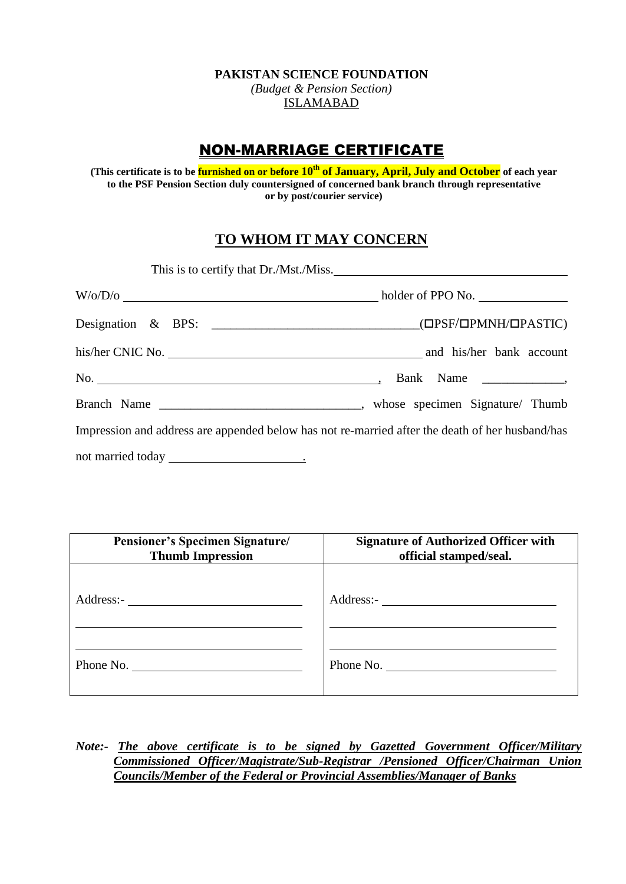**PAKISTAN SCIENCE FOUNDATION**
*(Budget & Pension Section)*
ISLAMABAD

# NON-MARRIAGE CERTIFICATE

**(This certificate is to be furnished on or before 10th of January, April, July and October of each year to the PSF Pension Section duly countersigned of concerned bank branch through representative or by post/courier service)**

## TO WHOM IT MAY CONCERN

This is to certify that Dr./Mst./Miss.\_\_\_\_\_\_\_\_\_\_\_\_\_\_\_\_\_\_\_\_\_\_\_\_\_\_\_\_\_\_\_\_\_\_\_\_ W/o/D/o \_\_\_\_\_\_\_\_\_\_\_\_\_\_\_\_\_\_\_\_\_\_\_\_\_\_\_\_\_\_\_\_\_\_\_\_\_\_\_\_ holder of PPO No. \_\_\_\_\_\_\_\_\_\_\_\_\_\_ Designation & BPS: \_\_\_\_\_\_\_\_\_\_\_\_\_\_\_\_\_\_\_\_\_\_\_\_\_\_\_\_\_\_\_(☐PSF/☐PMNH/☐PASTIC) his/her CNIC No. \_\_\_\_\_\_\_\_\_\_\_\_\_\_\_\_\_\_\_\_\_\_\_\_\_\_\_\_\_\_\_\_\_\_\_\_\_\_\_\_ and his/her bank account No. \_\_\_\_\_\_\_\_\_\_\_\_\_\_\_\_\_\_\_\_\_\_\_\_\_\_\_\_\_\_\_\_\_\_\_\_\_\_\_\_\_\_\_\_, Bank Name \_\_\_\_\_\_\_\_\_\_\_\_\_, Branch Name \_\_\_\_\_\_\_\_\_\_\_\_\_\_\_\_\_\_\_\_\_\_\_\_\_\_\_\_\_\_\_, whose specimen Signature/ Thumb Impression and address are appended below has not re-married after the death of her husband/has not married today \_\_\_\_\_\_\_\_\_\_\_\_\_\_\_\_\_\_\_\_\_.

| Pensioner's Specimen Signature/ Thumb Impression | Signature of Authorized Officer with official stamped/seal. |
|---|---|
| Address:- \_\_\_\_\_\_\_\_\_\_\_\_\_\_\_\_\_\_\_\_\_\_\_\_\_\_ | Address:- \_\_\_\_\_\_\_\_\_\_\_\_\_\_\_\_\_\_\_\_\_\_\_\_\_\_ |
| \_\_\_\_\_\_\_\_\_\_\_\_\_\_\_\_\_\_\_\_\_\_\_\_\_\_\_\_\_\_\_\_\_\_\_ | \_\_\_\_\_\_\_\_\_\_\_\_\_\_\_\_\_\_\_\_\_\_\_\_\_\_\_\_\_\_\_\_\_\_\_ |
| \_\_\_\_\_\_\_\_\_\_\_\_\_\_\_\_\_\_\_\_\_\_\_\_\_\_\_\_\_\_\_\_\_\_\_ | \_\_\_\_\_\_\_\_\_\_\_\_\_\_\_\_\_\_\_\_\_\_\_\_\_\_\_\_\_\_\_\_\_\_\_ |
| Phone No. \_\_\_\_\_\_\_\_\_\_\_\_\_\_\_\_\_\_\_\_\_\_\_\_\_\_ | Phone No. \_\_\_\_\_\_\_\_\_\_\_\_\_\_\_\_\_\_\_\_\_\_\_\_\_\_ |

***Note:-*** ***The above certificate is to be signed by Gazetted Government Officer/Military Commissioned Officer/Magistrate/Sub-Registrar /Pensioned Officer/Chairman Union Councils/Member of the Federal or Provincial Assemblies/Manager of Banks***